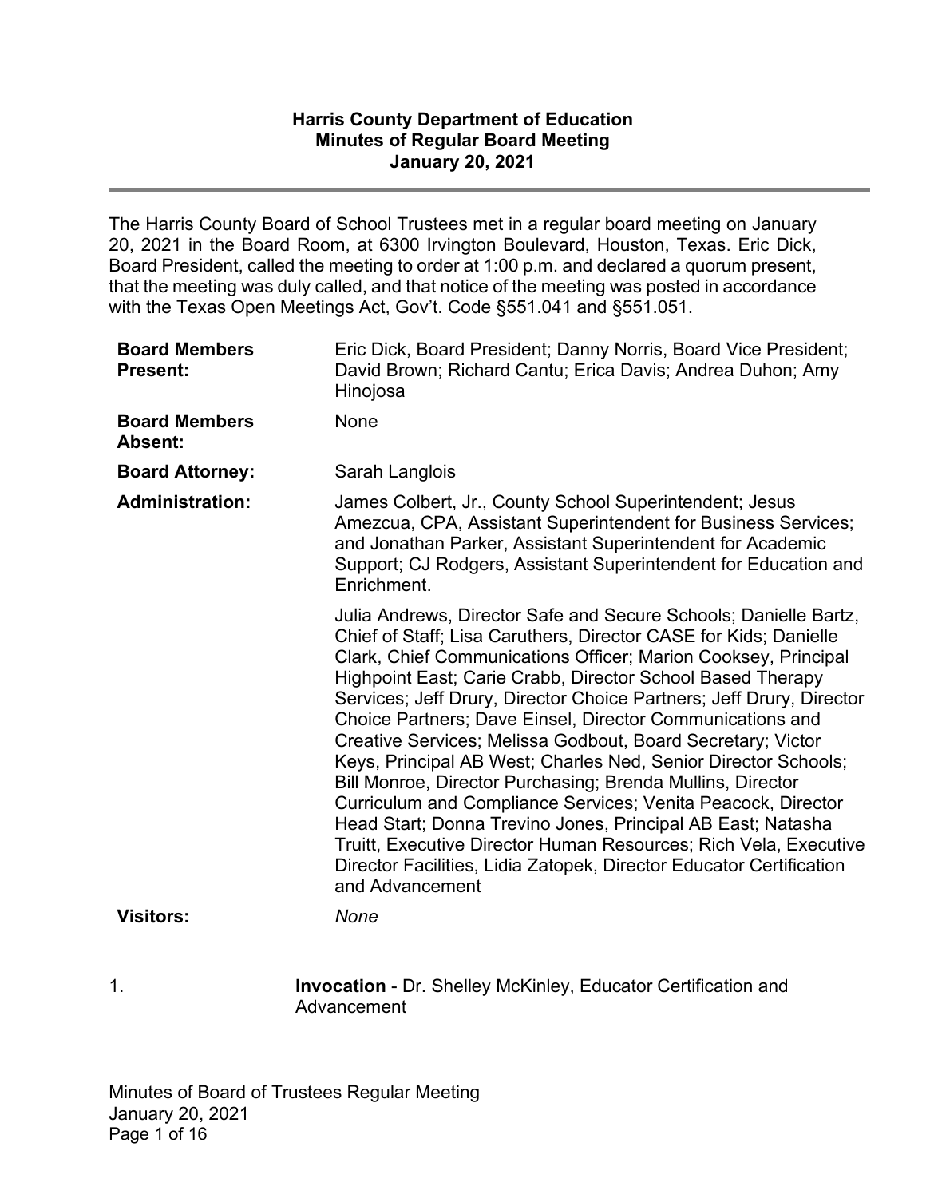# Harris County Department of Education
## Minutes of Regular Board Meeting
## January 20, 2021

The Harris County Board of School Trustees met in a regular board meeting on January 20, 2021 in the Board Room, at 6300 Irvington Boulevard, Houston, Texas. Eric Dick, Board President, called the meeting to order at 1:00 p.m. and declared a quorum present, that the meeting was duly called, and that notice of the meeting was posted in accordance with the Texas Open Meetings Act, Gov't. Code §551.041 and §551.051.

| | |
|---|---|
| **Board Members Present:** | Eric Dick, Board President; Danny Norris, Board Vice President; David Brown; Richard Cantu; Erica Davis; Andrea Duhon; Amy Hinojosa |
| **Board Members Absent:** | None |
| **Board Attorney:** | Sarah Langlois |
| **Administration:** | James Colbert, Jr., County School Superintendent; Jesus Amezcua, CPA, Assistant Superintendent for Business Services; and Jonathan Parker, Assistant Superintendent for Academic Support; CJ Rodgers, Assistant Superintendent for Education and Enrichment. |
| | Julia Andrews, Director Safe and Secure Schools; Danielle Bartz, Chief of Staff; Lisa Caruthers, Director CASE for Kids; Danielle Clark, Chief Communications Officer; Marion Cooksey, Principal Highpoint East; Carie Crabb, Director School Based Therapy Services; Jeff Drury, Director Choice Partners; Jeff Drury, Director Choice Partners; Dave Einsel, Director Communications and Creative Services; Melissa Godbout, Board Secretary; Victor Keys, Principal AB West; Charles Ned, Senior Director Schools; Bill Monroe, Director Purchasing; Brenda Mullins, Director Curriculum and Compliance Services; Venita Peacock, Director Head Start; Donna Trevino Jones, Principal AB East; Natasha Truitt, Executive Director Human Resources; Rich Vela, Executive Director Facilities, Lidia Zatopek, Director Educator Certification and Advancement |
| **Visitors:** | *None* |

1. **Invocation** - Dr. Shelley McKinley, Educator Certification and Advancement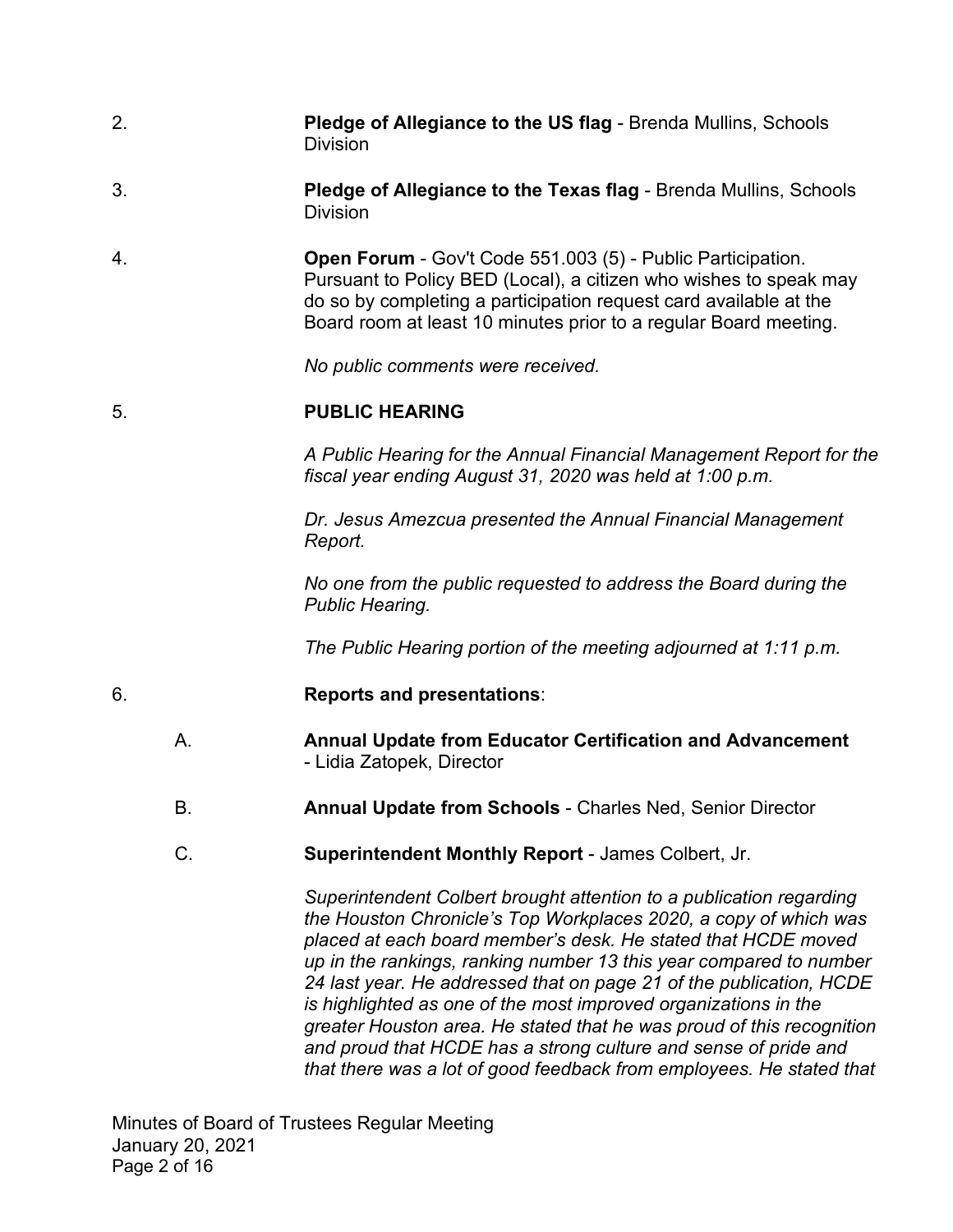2. **Pledge of Allegiance to the US flag** - Brenda Mullins, Schools Division

3. **Pledge of Allegiance to the Texas flag** - Brenda Mullins, Schools Division

4. **Open Forum** - Gov't Code 551.003 (5) - Public Participation. Pursuant to Policy BED (Local), a citizen who wishes to speak may do so by completing a participation request card available at the Board room at least 10 minutes prior to a regular Board meeting.

   *No public comments were received.*

5. **PUBLIC HEARING**

   *A Public Hearing for the Annual Financial Management Report for the fiscal year ending August 31, 2020 was held at 1:00 p.m.*

   *Dr. Jesus Amezcua presented the Annual Financial Management Report.*

   *No one from the public requested to address the Board during the Public Hearing.*

   *The Public Hearing portion of the meeting adjourned at 1:11 p.m.*

6. **Reports and presentations**:

   A. **Annual Update from Educator Certification and Advancement** - Lidia Zatopek, Director

   B. **Annual Update from Schools** - Charles Ned, Senior Director

   C. **Superintendent Monthly Report** - James Colbert, Jr.

   *Superintendent Colbert brought attention to a publication regarding the Houston Chronicle's Top Workplaces 2020, a copy of which was placed at each board member's desk. He stated that HCDE moved up in the rankings, ranking number 13 this year compared to number 24 last year. He addressed that on page 21 of the publication, HCDE is highlighted as one of the most improved organizations in the greater Houston area. He stated that he was proud of this recognition and proud that HCDE has a strong culture and sense of pride and that there was a lot of good feedback from employees. He stated that*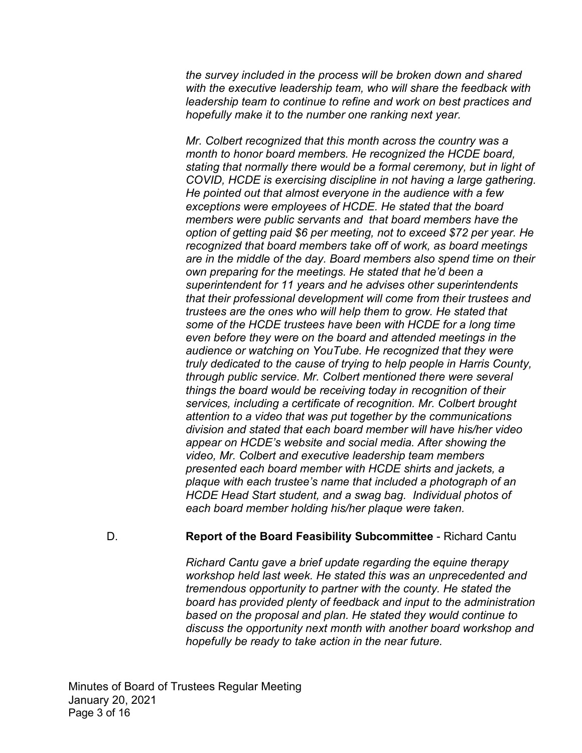*the survey included in the process will be broken down and shared with the executive leadership team, who will share the feedback with leadership team to continue to refine and work on best practices and hopefully make it to the number one ranking next year.*

*Mr. Colbert recognized that this month across the country was a month to honor board members. He recognized the HCDE board, stating that normally there would be a formal ceremony, but in light of COVID, HCDE is exercising discipline in not having a large gathering. He pointed out that almost everyone in the audience with a few exceptions were employees of HCDE. He stated that the board members were public servants and that board members have the option of getting paid $6 per meeting, not to exceed $72 per year. He recognized that board members take off of work, as board meetings are in the middle of the day. Board members also spend time on their own preparing for the meetings. He stated that he'd been a superintendent for 11 years and he advises other superintendents that their professional development will come from their trustees and trustees are the ones who will help them to grow. He stated that some of the HCDE trustees have been with HCDE for a long time even before they were on the board and attended meetings in the audience or watching on YouTube. He recognized that they were truly dedicated to the cause of trying to help people in Harris County, through public service. Mr. Colbert mentioned there were several things the board would be receiving today in recognition of their services, including a certificate of recognition. Mr. Colbert brought attention to a video that was put together by the communications division and stated that each board member will have his/her video appear on HCDE's website and social media. After showing the video, Mr. Colbert and executive leadership team members presented each board member with HCDE shirts and jackets, a plaque with each trustee's name that included a photograph of an HCDE Head Start student, and a swag bag. Individual photos of each board member holding his/her plaque were taken.*

D. **Report of the Board Feasibility Subcommittee** - Richard Cantu

*Richard Cantu gave a brief update regarding the equine therapy workshop held last week. He stated this was an unprecedented and tremendous opportunity to partner with the county. He stated the board has provided plenty of feedback and input to the administration based on the proposal and plan. He stated they would continue to discuss the opportunity next month with another board workshop and hopefully be ready to take action in the near future.*

Minutes of Board of Trustees Regular Meeting
January 20, 2021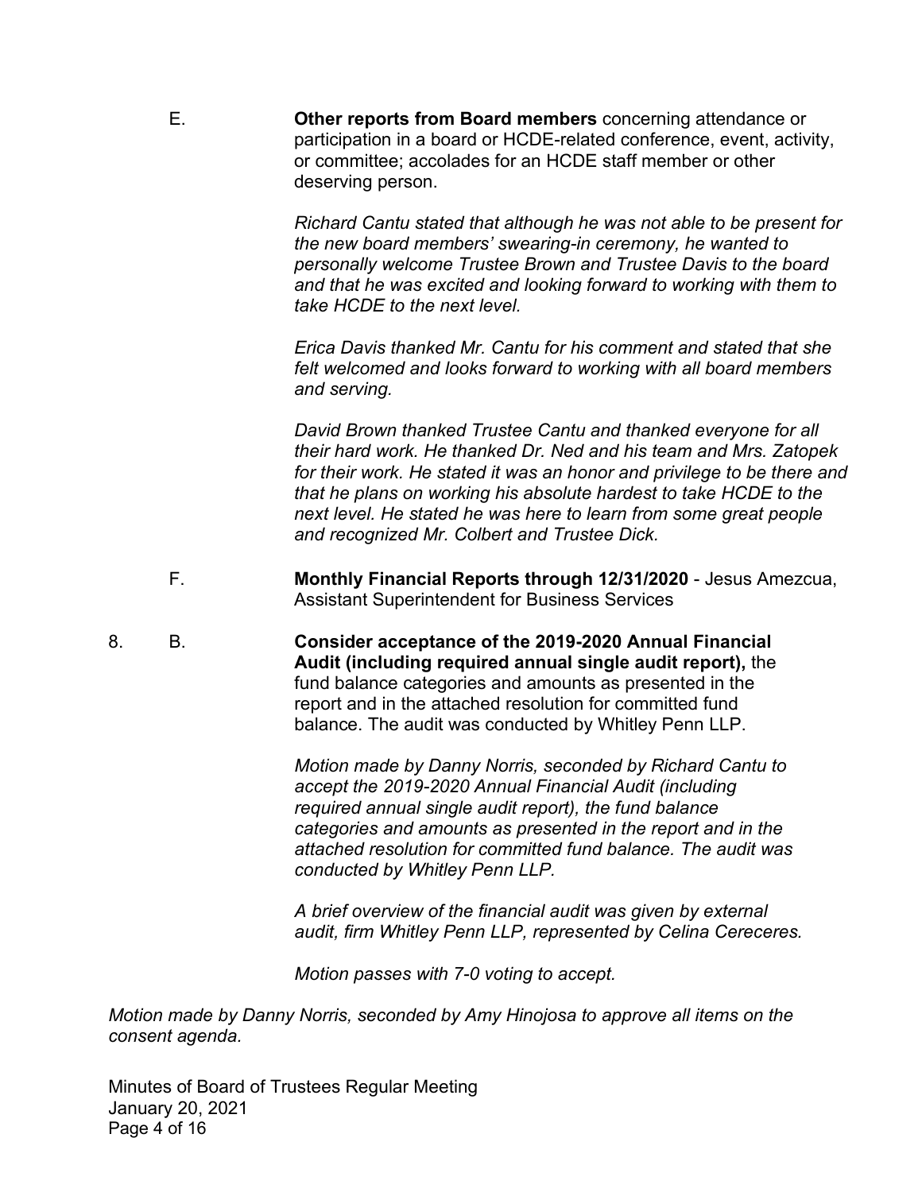E. **Other reports from Board members** concerning attendance or participation in a board or HCDE-related conference, event, activity, or committee; accolades for an HCDE staff member or other deserving person.

*Richard Cantu stated that although he was not able to be present for the new board members' swearing-in ceremony, he wanted to personally welcome Trustee Brown and Trustee Davis to the board and that he was excited and looking forward to working with them to take HCDE to the next level.*

*Erica Davis thanked Mr. Cantu for his comment and stated that she felt welcomed and looks forward to working with all board members and serving.*

*David Brown thanked Trustee Cantu and thanked everyone for all their hard work. He thanked Dr. Ned and his team and Mrs. Zatopek for their work. He stated it was an honor and privilege to be there and that he plans on working his absolute hardest to take HCDE to the next level. He stated he was here to learn from some great people and recognized Mr. Colbert and Trustee Dick.*

F. **Monthly Financial Reports through 12/31/2020** - Jesus Amezcua, Assistant Superintendent for Business Services

8. B. **Consider acceptance of the 2019-2020 Annual Financial Audit (including required annual single audit report),** the fund balance categories and amounts as presented in the report and in the attached resolution for committed fund balance. The audit was conducted by Whitley Penn LLP.

*Motion made by Danny Norris, seconded by Richard Cantu to accept the 2019-2020 Annual Financial Audit (including required annual single audit report), the fund balance categories and amounts as presented in the report and in the attached resolution for committed fund balance. The audit was conducted by Whitley Penn LLP.*

*A brief overview of the financial audit was given by external audit, firm Whitley Penn LLP, represented by Celina Cereceres.*

*Motion passes with 7-0 voting to accept.*

*Motion made by Danny Norris, seconded by Amy Hinojosa to approve all items on the consent agenda.*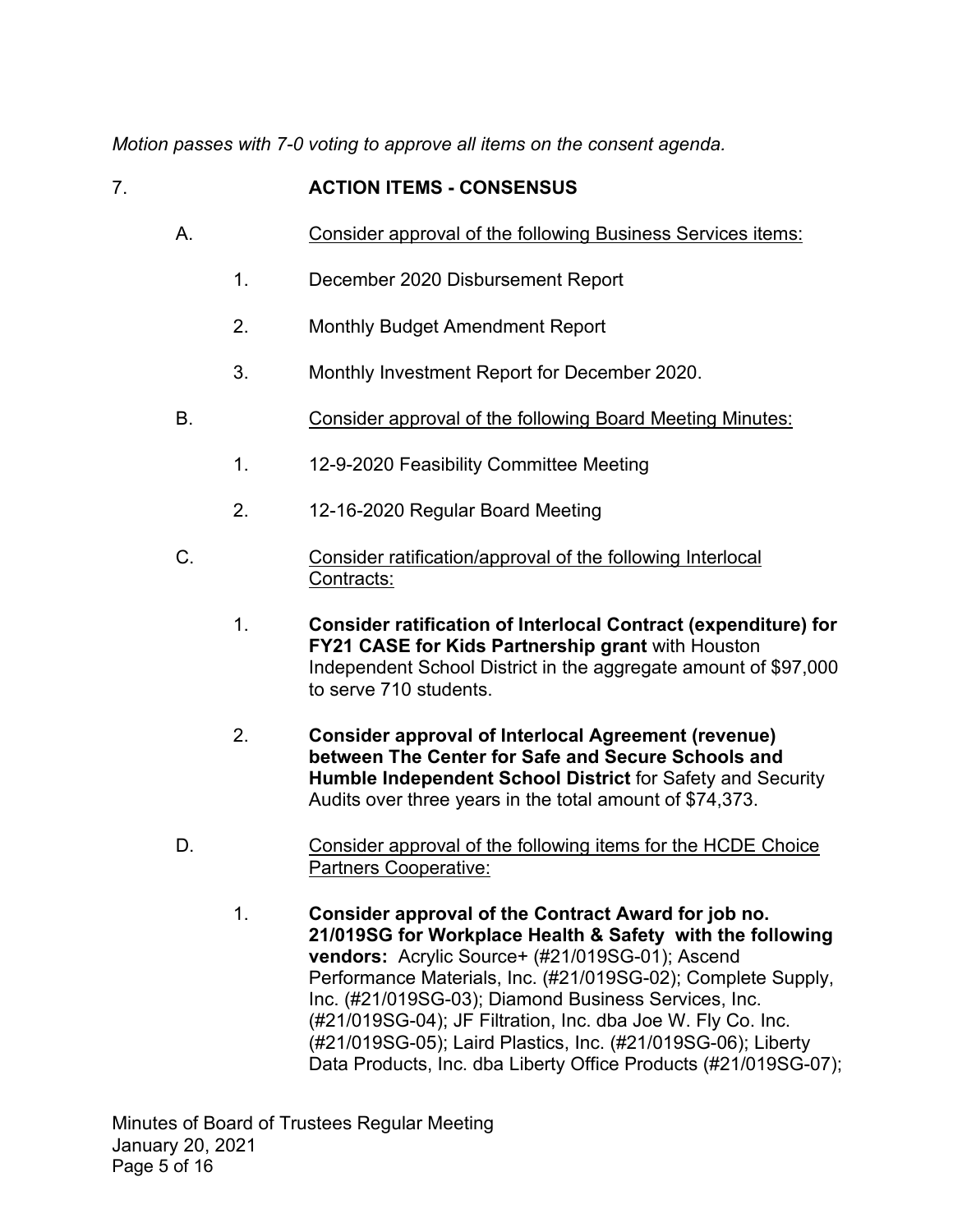*Motion passes with 7-0 voting to approve all items on the consent agenda.*

7. **ACTION ITEMS - CONSENSUS**

A. Consider approval of the following Business Services items:

1. December 2020 Disbursement Report

2. Monthly Budget Amendment Report

3. Monthly Investment Report for December 2020.

B. Consider approval of the following Board Meeting Minutes:

1. 12-9-2020 Feasibility Committee Meeting

2. 12-16-2020 Regular Board Meeting

C. Consider ratification/approval of the following Interlocal Contracts:

1. **Consider ratification of Interlocal Contract (expenditure) for FY21 CASE for Kids Partnership grant** with Houston Independent School District in the aggregate amount of $97,000 to serve 710 students.

2. **Consider approval of Interlocal Agreement (revenue) between The Center for Safe and Secure Schools and Humble Independent School District** for Safety and Security Audits over three years in the total amount of $74,373.

D. Consider approval of the following items for the HCDE Choice Partners Cooperative:

1. **Consider approval of the Contract Award for job no. 21/019SG for Workplace Health & Safety with the following vendors:** Acrylic Source+ (#21/019SG-01); Ascend Performance Materials, Inc. (#21/019SG-02); Complete Supply, Inc. (#21/019SG-03); Diamond Business Services, Inc. (#21/019SG-04); JF Filtration, Inc. dba Joe W. Fly Co. Inc. (#21/019SG-05); Laird Plastics, Inc. (#21/019SG-06); Liberty Data Products, Inc. dba Liberty Office Products (#21/019SG-07);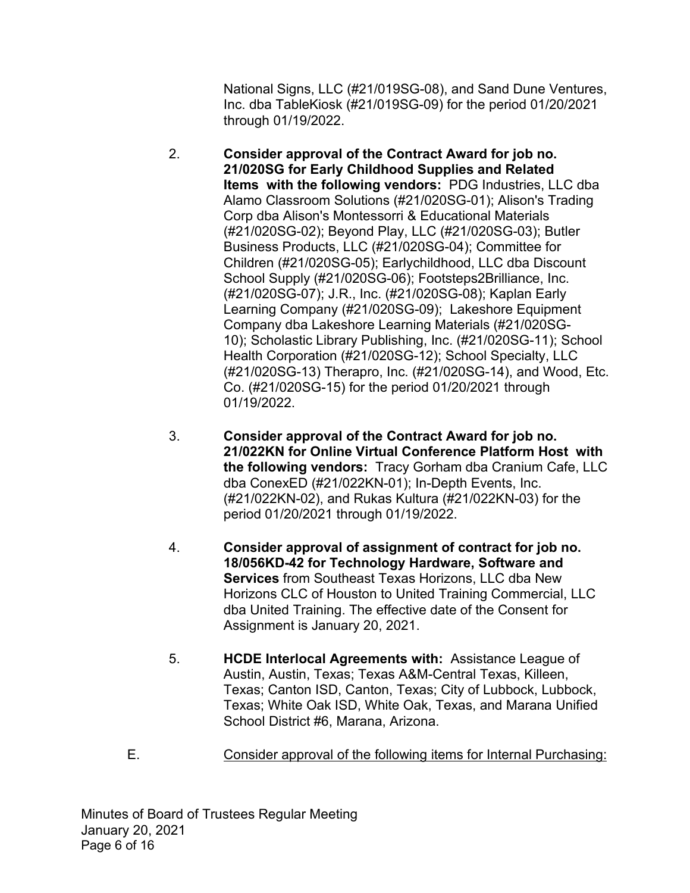National Signs, LLC (#21/019SG-08), and Sand Dune Ventures, Inc. dba TableKiosk (#21/019SG-09) for the period 01/20/2021 through 01/19/2022.

2. **Consider approval of the Contract Award for job no. 21/020SG for Early Childhood Supplies and Related Items with the following vendors:** PDG Industries, LLC dba Alamo Classroom Solutions (#21/020SG-01); Alison's Trading Corp dba Alison's Montessorri & Educational Materials (#21/020SG-02); Beyond Play, LLC (#21/020SG-03); Butler Business Products, LLC (#21/020SG-04); Committee for Children (#21/020SG-05); Earlychildhood, LLC dba Discount School Supply (#21/020SG-06); Footsteps2Brilliance, Inc. (#21/020SG-07); J.R., Inc. (#21/020SG-08); Kaplan Early Learning Company (#21/020SG-09); Lakeshore Equipment Company dba Lakeshore Learning Materials (#21/020SG-10); Scholastic Library Publishing, Inc. (#21/020SG-11); School Health Corporation (#21/020SG-12); School Specialty, LLC (#21/020SG-13) Therapro, Inc. (#21/020SG-14), and Wood, Etc. Co. (#21/020SG-15) for the period 01/20/2021 through 01/19/2022.

3. **Consider approval of the Contract Award for job no. 21/022KN for Online Virtual Conference Platform Host with the following vendors:** Tracy Gorham dba Cranium Cafe, LLC dba ConexED (#21/022KN-01); In-Depth Events, Inc. (#21/022KN-02), and Rukas Kultura (#21/022KN-03) for the period 01/20/2021 through 01/19/2022.

4. **Consider approval of assignment of contract for job no. 18/056KD-42 for Technology Hardware, Software and Services** from Southeast Texas Horizons, LLC dba New Horizons CLC of Houston to United Training Commercial, LLC dba United Training. The effective date of the Consent for Assignment is January 20, 2021.

5. **HCDE Interlocal Agreements with:** Assistance League of Austin, Austin, Texas; Texas A&M-Central Texas, Killeen, Texas; Canton ISD, Canton, Texas; City of Lubbock, Lubbock, Texas; White Oak ISD, White Oak, Texas, and Marana Unified School District #6, Marana, Arizona.

E. <u>Consider approval of the following items for Internal Purchasing:</u>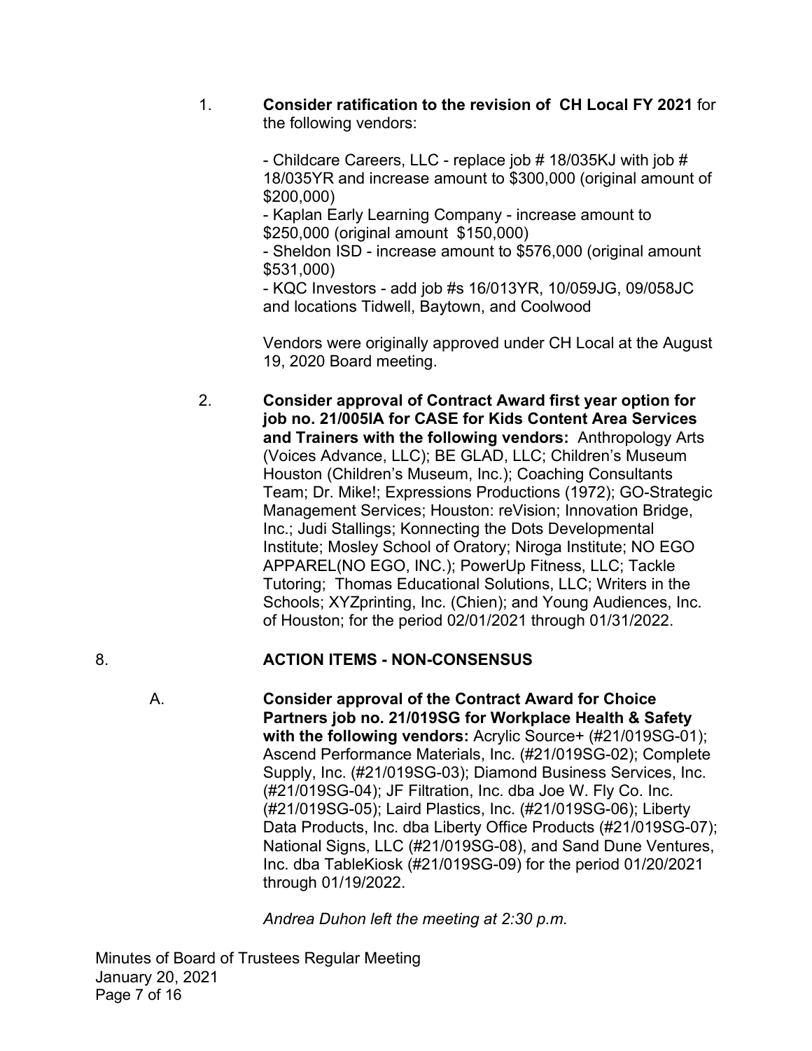1. **Consider ratification to the revision of CH Local FY 2021** for the following vendors:

   - Childcare Careers, LLC - replace job # 18/035KJ with job # 18/035YR and increase amount to $300,000 (original amount of $200,000)
   - Kaplan Early Learning Company - increase amount to $250,000 (original amount $150,000)
   - Sheldon ISD - increase amount to $576,000 (original amount $531,000)
   - KQC Investors - add job #s 16/013YR, 10/059JG, 09/058JC and locations Tidwell, Baytown, and Coolwood

   Vendors were originally approved under CH Local at the August 19, 2020 Board meeting.

2. **Consider approval of Contract Award first year option for job no. 21/005IA for CASE for Kids Content Area Services and Trainers with the following vendors:** Anthropology Arts (Voices Advance, LLC); BE GLAD, LLC; Children's Museum Houston (Children's Museum, Inc.); Coaching Consultants Team; Dr. Mike!; Expressions Productions (1972); GO-Strategic Management Services; Houston: reVision; Innovation Bridge, Inc.; Judi Stallings; Konnecting the Dots Developmental Institute; Mosley School of Oratory; Niroga Institute; NO EGO APPAREL(NO EGO, INC.); PowerUp Fitness, LLC; Tackle Tutoring; Thomas Educational Solutions, LLC; Writers in the Schools; XYZprinting, Inc. (Chien); and Young Audiences, Inc. of Houston; for the period 02/01/2021 through 01/31/2022.

## 8. ACTION ITEMS - NON-CONSENSUS

A. **Consider approval of the Contract Award for Choice Partners job no. 21/019SG for Workplace Health & Safety with the following vendors:** Acrylic Source+ (#21/019SG-01); Ascend Performance Materials, Inc. (#21/019SG-02); Complete Supply, Inc. (#21/019SG-03); Diamond Business Services, Inc. (#21/019SG-04); JF Filtration, Inc. dba Joe W. Fly Co. Inc. (#21/019SG-05); Laird Plastics, Inc. (#21/019SG-06); Liberty Data Products, Inc. dba Liberty Office Products (#21/019SG-07); National Signs, LLC (#21/019SG-08), and Sand Dune Ventures, Inc. dba TableKiosk (#21/019SG-09) for the period 01/20/2021 through 01/19/2022.

   *Andrea Duhon left the meeting at 2:30 p.m.*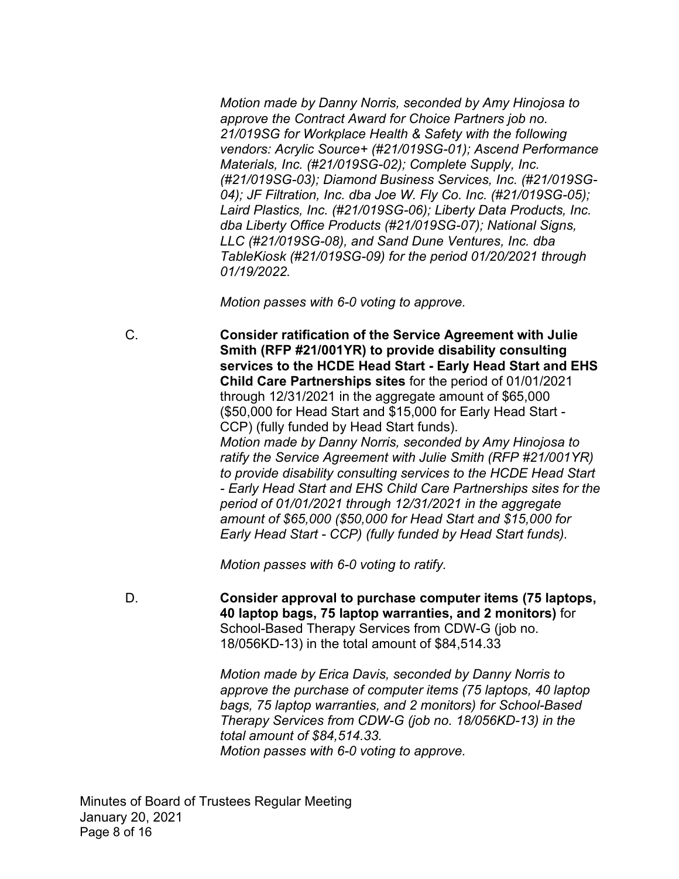*Motion made by Danny Norris, seconded by Amy Hinojosa to approve the Contract Award for Choice Partners job no. 21/019SG for Workplace Health & Safety with the following vendors: Acrylic Source+ (#21/019SG-01); Ascend Performance Materials, Inc. (#21/019SG-02); Complete Supply, Inc. (#21/019SG-03); Diamond Business Services, Inc. (#21/019SG-04); JF Filtration, Inc. dba Joe W. Fly Co. Inc. (#21/019SG-05); Laird Plastics, Inc. (#21/019SG-06); Liberty Data Products, Inc. dba Liberty Office Products (#21/019SG-07); National Signs, LLC (#21/019SG-08), and Sand Dune Ventures, Inc. dba TableKiosk (#21/019SG-09) for the period 01/20/2021 through 01/19/2022.*

*Motion passes with 6-0 voting to approve.*

C. **Consider ratification of the Service Agreement with Julie Smith (RFP #21/001YR) to provide disability consulting services to the HCDE Head Start - Early Head Start and EHS Child Care Partnerships sites** for the period of 01/01/2021 through 12/31/2021 in the aggregate amount of $65,000 ($50,000 for Head Start and $15,000 for Early Head Start - CCP) (fully funded by Head Start funds).
*Motion made by Danny Norris, seconded by Amy Hinojosa to ratify the Service Agreement with Julie Smith (RFP #21/001YR) to provide disability consulting services to the HCDE Head Start - Early Head Start and EHS Child Care Partnerships sites for the period of 01/01/2021 through 12/31/2021 in the aggregate amount of $65,000 ($50,000 for Head Start and $15,000 for Early Head Start - CCP) (fully funded by Head Start funds).*

*Motion passes with 6-0 voting to ratify.*

D. **Consider approval to purchase computer items (75 laptops, 40 laptop bags, 75 laptop warranties, and 2 monitors)** for School-Based Therapy Services from CDW-G (job no. 18/056KD-13) in the total amount of $84,514.33

*Motion made by Erica Davis, seconded by Danny Norris to approve the purchase of computer items (75 laptops, 40 laptop bags, 75 laptop warranties, and 2 monitors) for School-Based Therapy Services from CDW-G (job no. 18/056KD-13) in the total amount of $84,514.33.*
*Motion passes with 6-0 voting to approve.*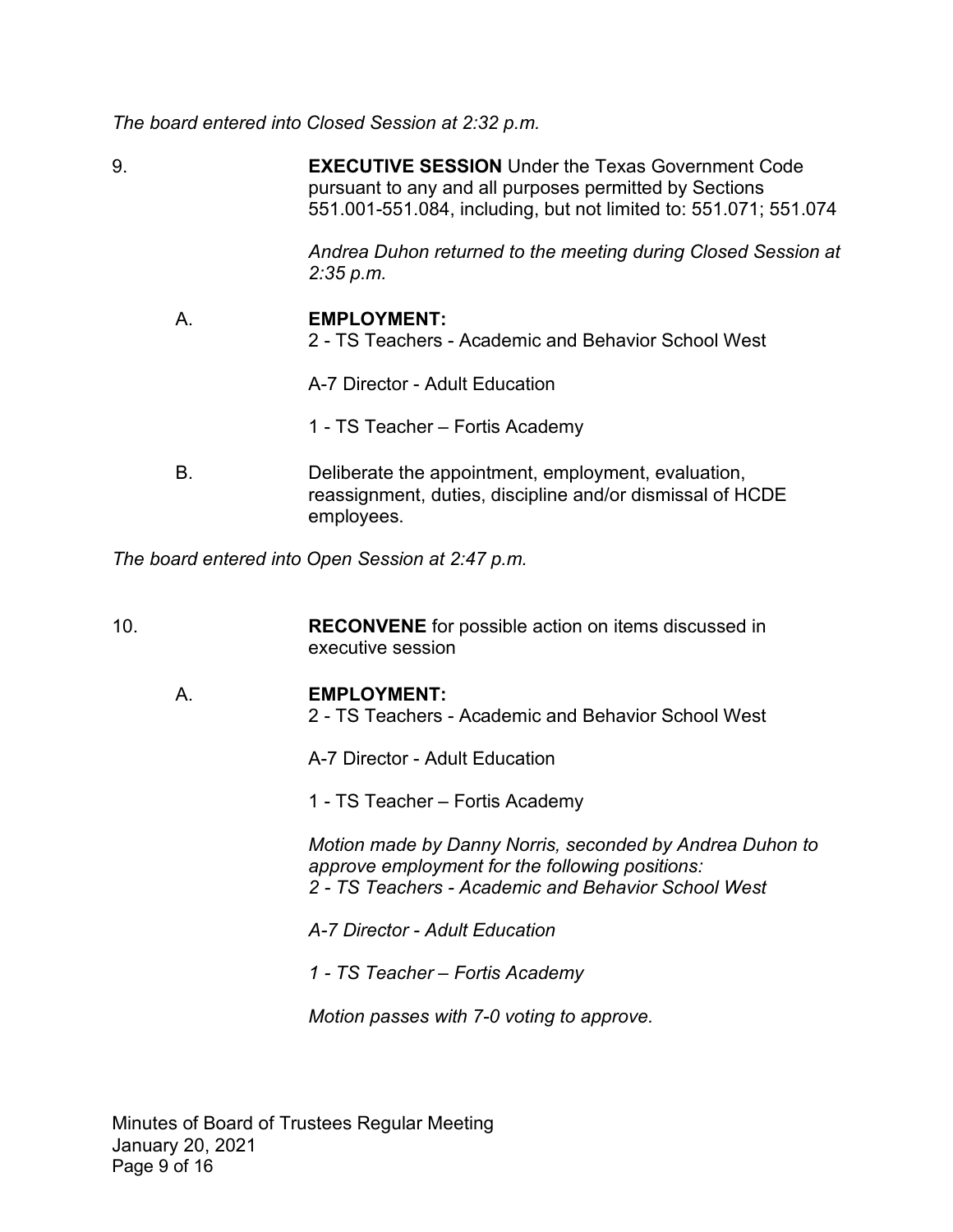*The board entered into Closed Session at 2:32 p.m.*

9. **EXECUTIVE SESSION** Under the Texas Government Code pursuant to any and all purposes permitted by Sections 551.001-551.084, including, but not limited to: 551.071; 551.074

   *Andrea Duhon returned to the meeting during Closed Session at 2:35 p.m.*

   A. **EMPLOYMENT:**
   2 - TS Teachers - Academic and Behavior School West

   A-7 Director - Adult Education

   1 - TS Teacher – Fortis Academy

   B. Deliberate the appointment, employment, evaluation, reassignment, duties, discipline and/or dismissal of HCDE employees.

*The board entered into Open Session at 2:47 p.m.*

10. **RECONVENE** for possible action on items discussed in executive session

    A. **EMPLOYMENT:**
    2 - TS Teachers - Academic and Behavior School West

    A-7 Director - Adult Education

    1 - TS Teacher – Fortis Academy

    *Motion made by Danny Norris, seconded by Andrea Duhon to approve employment for the following positions:*
    *2 - TS Teachers - Academic and Behavior School West*

    *A-7 Director - Adult Education*

    *1 - TS Teacher – Fortis Academy*

    *Motion passes with 7-0 voting to approve.*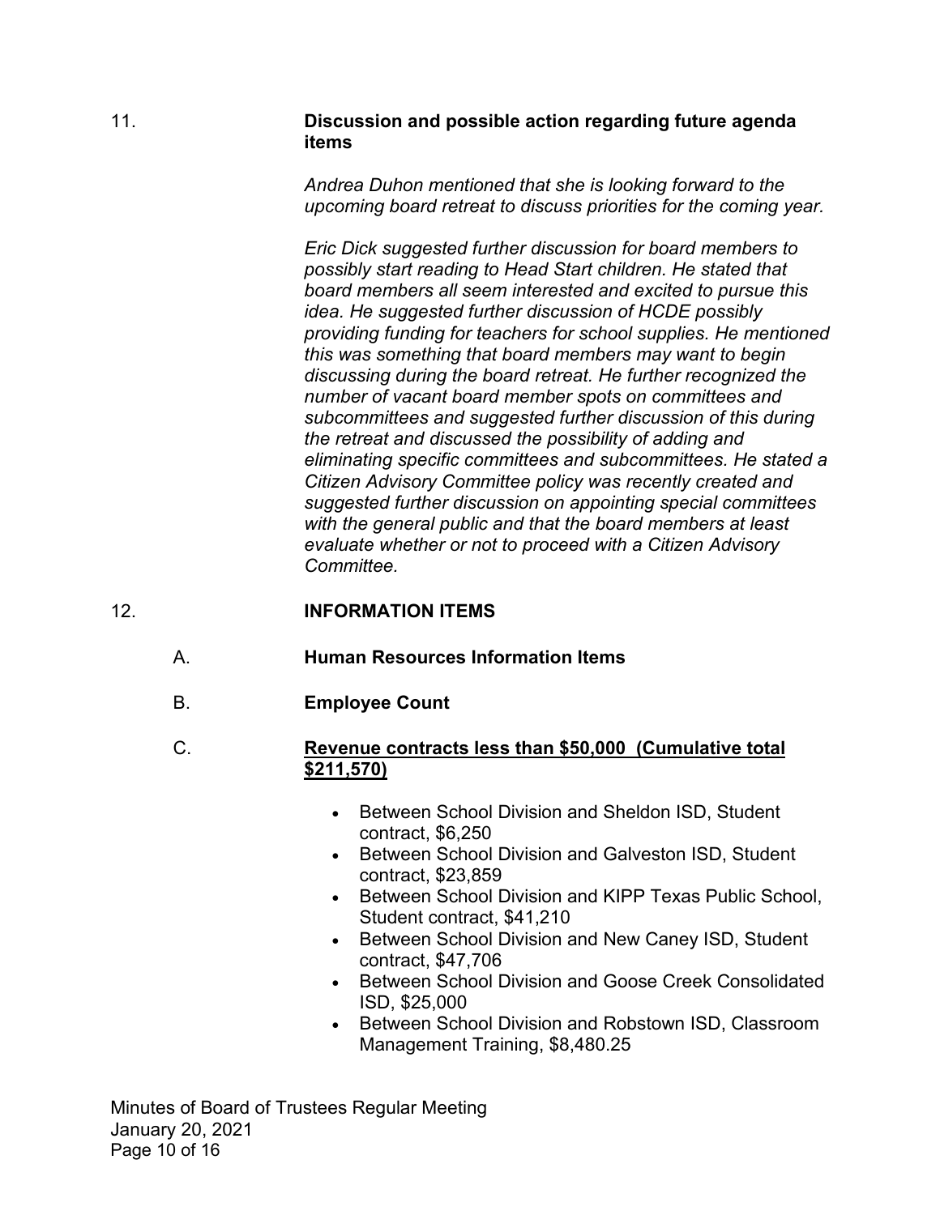11. **Discussion and possible action regarding future agenda items**

*Andrea Duhon mentioned that she is looking forward to the upcoming board retreat to discuss priorities for the coming year.*

*Eric Dick suggested further discussion for board members to possibly start reading to Head Start children. He stated that board members all seem interested and excited to pursue this idea. He suggested further discussion of HCDE possibly providing funding for teachers for school supplies. He mentioned this was something that board members may want to begin discussing during the board retreat. He further recognized the number of vacant board member spots on committees and subcommittees and suggested further discussion of this during the retreat and discussed the possibility of adding and eliminating specific committees and subcommittees. He stated a Citizen Advisory Committee policy was recently created and suggested further discussion on appointing special committees with the general public and that the board members at least evaluate whether or not to proceed with a Citizen Advisory Committee.*

12. **INFORMATION ITEMS**

A. **Human Resources Information Items**

B. **Employee Count**

C. **<u>Revenue contracts less than $50,000 (Cumulative total $211,570)</u>**

- Between School Division and Sheldon ISD, Student contract, $6,250
- Between School Division and Galveston ISD, Student contract, $23,859
- Between School Division and KIPP Texas Public School, Student contract, $41,210
- Between School Division and New Caney ISD, Student contract, $47,706
- Between School Division and Goose Creek Consolidated ISD, $25,000
- Between School Division and Robstown ISD, Classroom Management Training, $8,480.25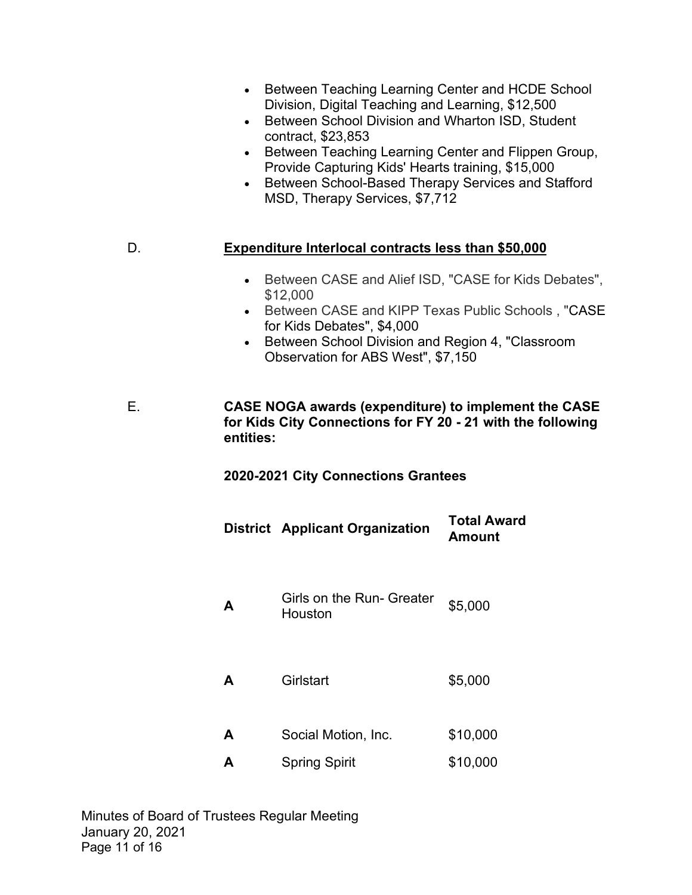- Between Teaching Learning Center and HCDE School Division, Digital Teaching and Learning, $12,500
- Between School Division and Wharton ISD, Student contract, $23,853
- Between Teaching Learning Center and Flippen Group, Provide Capturing Kids' Hearts training, $15,000
- Between School-Based Therapy Services and Stafford MSD, Therapy Services, $7,712

D. **Expenditure Interlocal contracts less than $50,000**

- Between CASE and Alief ISD, "CASE for Kids Debates", $12,000
- Between CASE and KIPP Texas Public Schools , "CASE for Kids Debates", $4,000
- Between School Division and Region 4, "Classroom Observation for ABS West", $7,150

E. **CASE NOGA awards (expenditure) to implement the CASE for Kids City Connections for FY 20 - 21 with the following entities:**

**2020-2021 City Connections Grantees**

| District | Applicant Organization | Total Award Amount |
|---|---|---|
| **A** | Girls on the Run- Greater Houston | $5,000 |
| **A** | Girlstart | $5,000 |
| **A** | Social Motion, Inc. | $10,000 |
| **A** | Spring Spirit | $10,000 |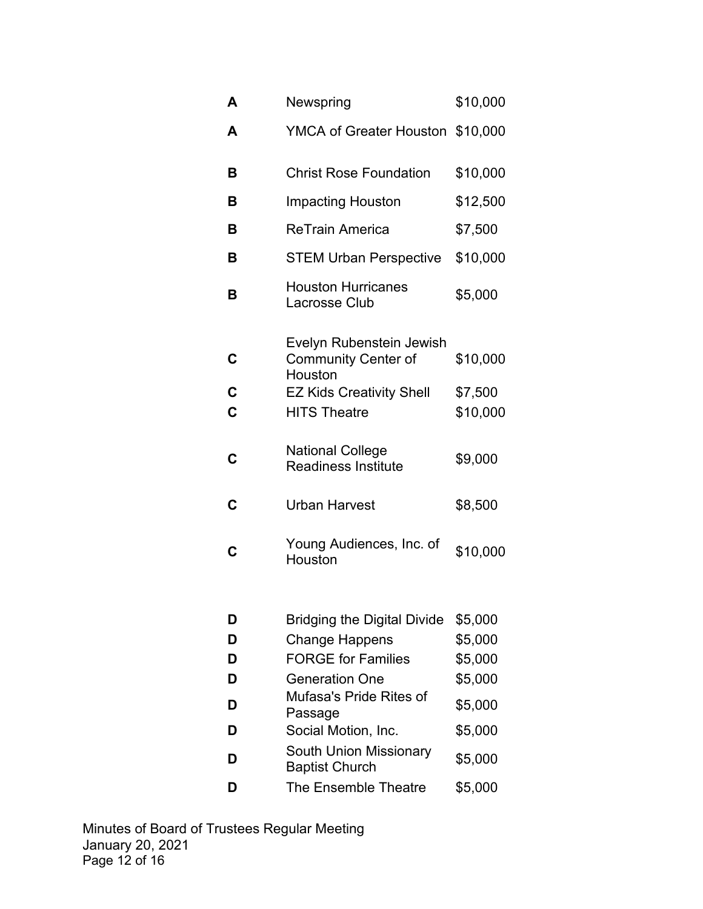| | | |
|---|---|---|
| **A** | Newspring | $10,000 |
| **A** | YMCA of Greater Houston | $10,000 |
| **B** | Christ Rose Foundation | $10,000 |
| **B** | Impacting Houston | $12,500 |
| **B** | ReTrain America | $7,500 |
| **B** | STEM Urban Perspective | $10,000 |
| **B** | Houston Hurricanes Lacrosse Club | $5,000 |
| **C** | Evelyn Rubenstein Jewish Community Center of Houston | $10,000 |
| **C** | EZ Kids Creativity Shell | $7,500 |
| **C** | HITS Theatre | $10,000 |
| **C** | National College Readiness Institute | $9,000 |
| **C** | Urban Harvest | $8,500 |
| **C** | Young Audiences, Inc. of Houston | $10,000 |
| **D** | Bridging the Digital Divide | $5,000 |
| **D** | Change Happens | $5,000 |
| **D** | FORGE for Families | $5,000 |
| **D** | Generation One | $5,000 |
| **D** | Mufasa's Pride Rites of Passage | $5,000 |
| **D** | Social Motion, Inc. | $5,000 |
| **D** | South Union Missionary Baptist Church | $5,000 |
| **D** | The Ensemble Theatre | $5,000 |

Minutes of Board of Trustees Regular Meeting
January 20, 2021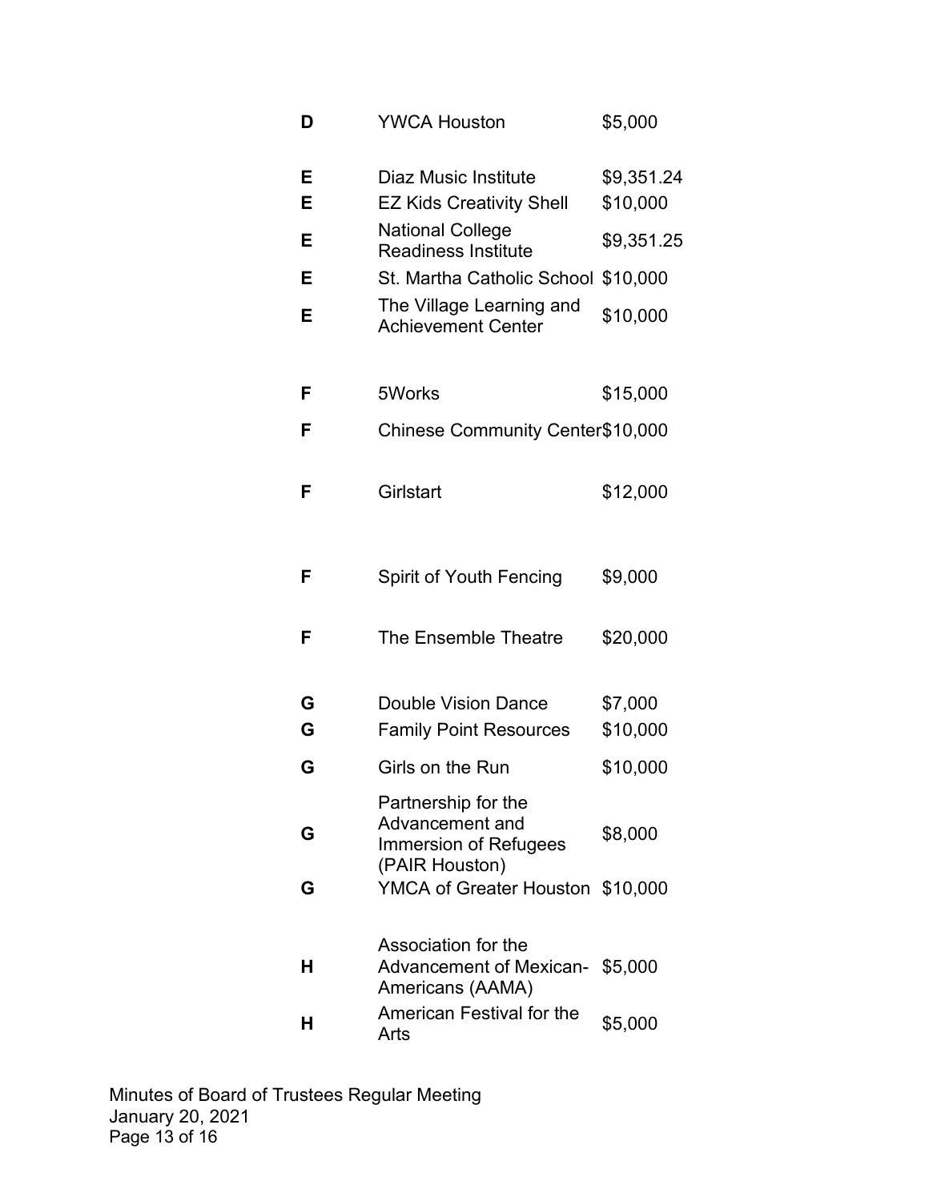| | | |
|---|---|---|
| D | YWCA Houston | $5,000 |
| E | Diaz Music Institute | $9,351.24 |
| E | EZ Kids Creativity Shell | $10,000 |
| E | National College Readiness Institute | $9,351.25 |
| E | St. Martha Catholic School | $10,000 |
| E | The Village Learning and Achievement Center | $10,000 |
| F | 5Works | $15,000 |
| F | Chinese Community Center | $10,000 |
| F | Girlstart | $12,000 |
| F | Spirit of Youth Fencing | $9,000 |
| F | The Ensemble Theatre | $20,000 |
| G | Double Vision Dance | $7,000 |
| G | Family Point Resources | $10,000 |
| G | Girls on the Run | $10,000 |
| G | Partnership for the Advancement and Immersion of Refugees (PAIR Houston) | $8,000 |
| G | YMCA of Greater Houston | $10,000 |
| H | Association for the Advancement of Mexican-Americans (AAMA) | $5,000 |
| H | American Festival for the Arts | $5,000 |

Minutes of Board of Trustees Regular Meeting
January 20, 2021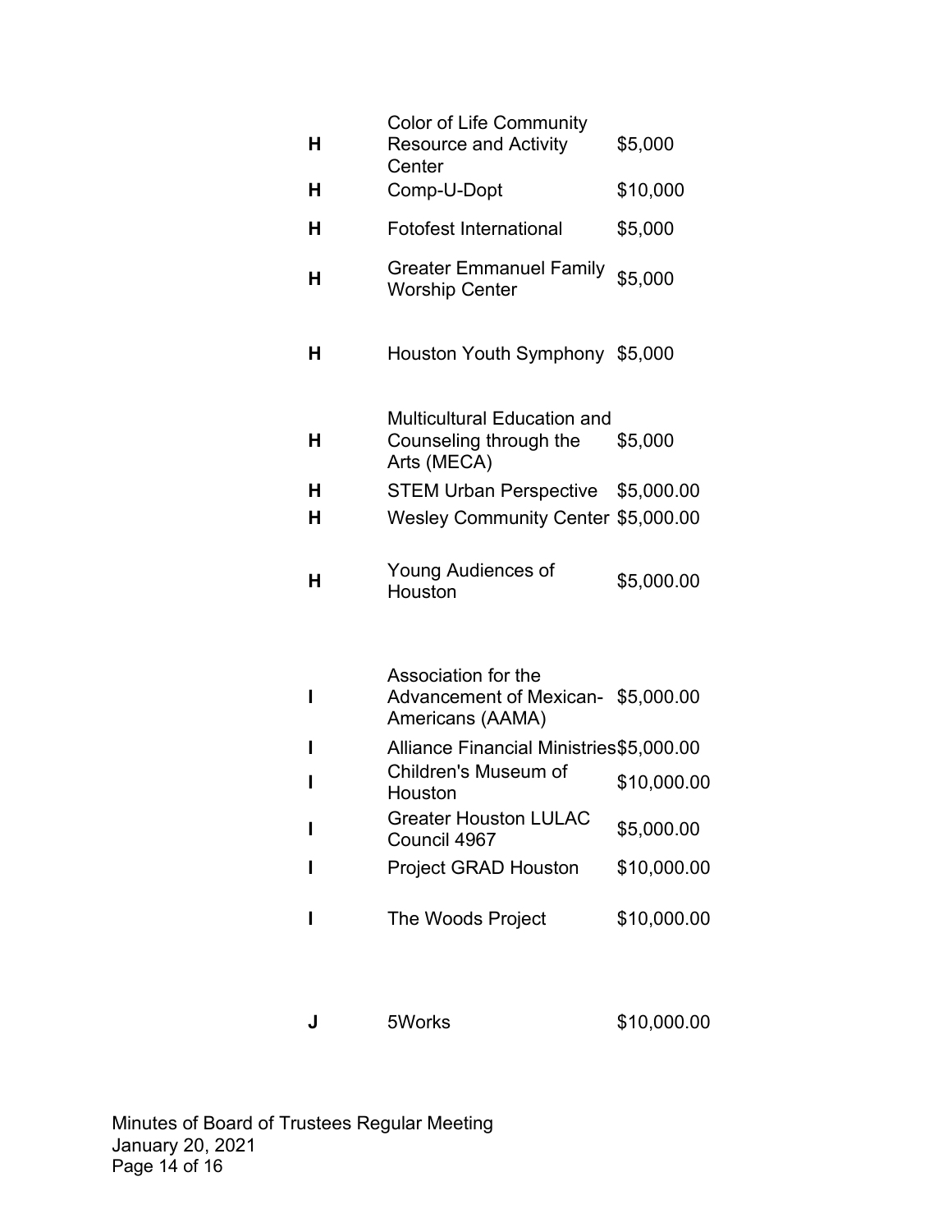| | | |
|---|---|---|
| **H** | Color of Life Community Resource and Activity Center | $5,000 |
| **H** | Comp-U-Dopt | $10,000 |
| **H** | Fotofest International | $5,000 |
| **H** | Greater Emmanuel Family Worship Center | $5,000 |
| **H** | Houston Youth Symphony | $5,000 |
| **H** | Multicultural Education and Counseling through the Arts (MECA) | $5,000 |
| **H** | STEM Urban Perspective | $5,000.00 |
| **H** | Wesley Community Center | $5,000.00 |
| **H** | Young Audiences of Houston | $5,000.00 |
| **I** | Association for the Advancement of Mexican-Americans (AAMA) | $5,000.00 |
| **I** | Alliance Financial Ministries | $5,000.00 |
| **I** | Children's Museum of Houston | $10,000.00 |
| **I** | Greater Houston LULAC Council 4967 | $5,000.00 |
| **I** | Project GRAD Houston | $10,000.00 |
| **I** | The Woods Project | $10,000.00 |
| **J** | 5Works | $10,000.00 |

Minutes of Board of Trustees Regular Meeting
January 20, 2021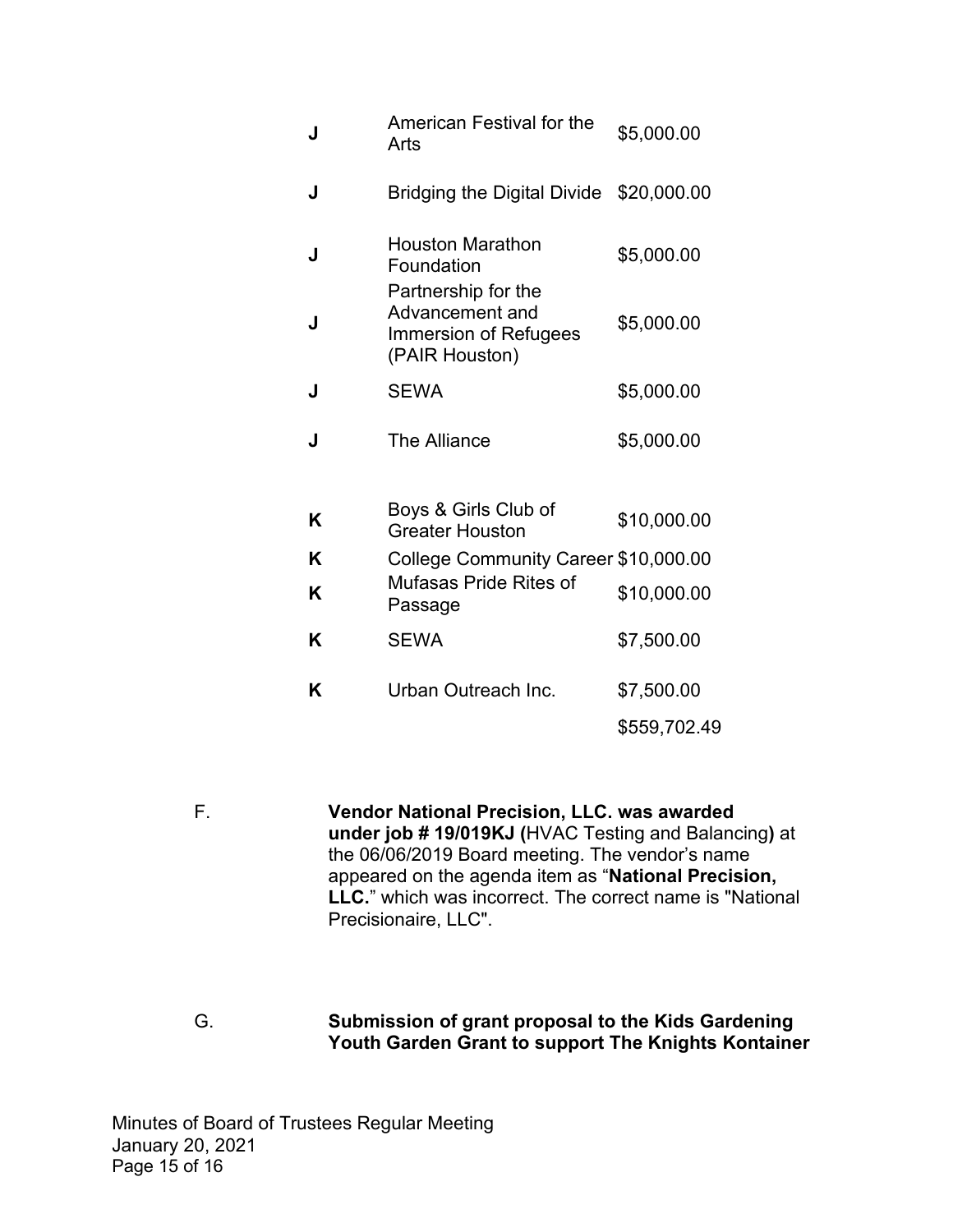| | | |
|---|---|---|
| **J** | American Festival for the Arts | $5,000.00 |
| **J** | Bridging the Digital Divide | $20,000.00 |
| **J** | Houston Marathon Foundation | $5,000.00 |
| **J** | Partnership for the Advancement and Immersion of Refugees (PAIR Houston) | $5,000.00 |
| **J** | SEWA | $5,000.00 |
| **J** | The Alliance | $5,000.00 |
| **K** | Boys & Girls Club of Greater Houston | $10,000.00 |
| **K** | College Community Career | $10,000.00 |
| **K** | Mufasas Pride Rites of Passage | $10,000.00 |
| **K** | SEWA | $7,500.00 |
| **K** | Urban Outreach Inc. | $7,500.00 |
| | | $559,702.49 |

F. **Vendor National Precision, LLC. was awarded under job # 19/019KJ (**HVAC Testing and Balancing**)** at the 06/06/2019 Board meeting. The vendor's name appeared on the agenda item as "**National Precision, LLC.**" which was incorrect. The correct name is "National Precisionaire, LLC".

G. **Submission of grant proposal to the Kids Gardening Youth Garden Grant to support The Knights Kontainer**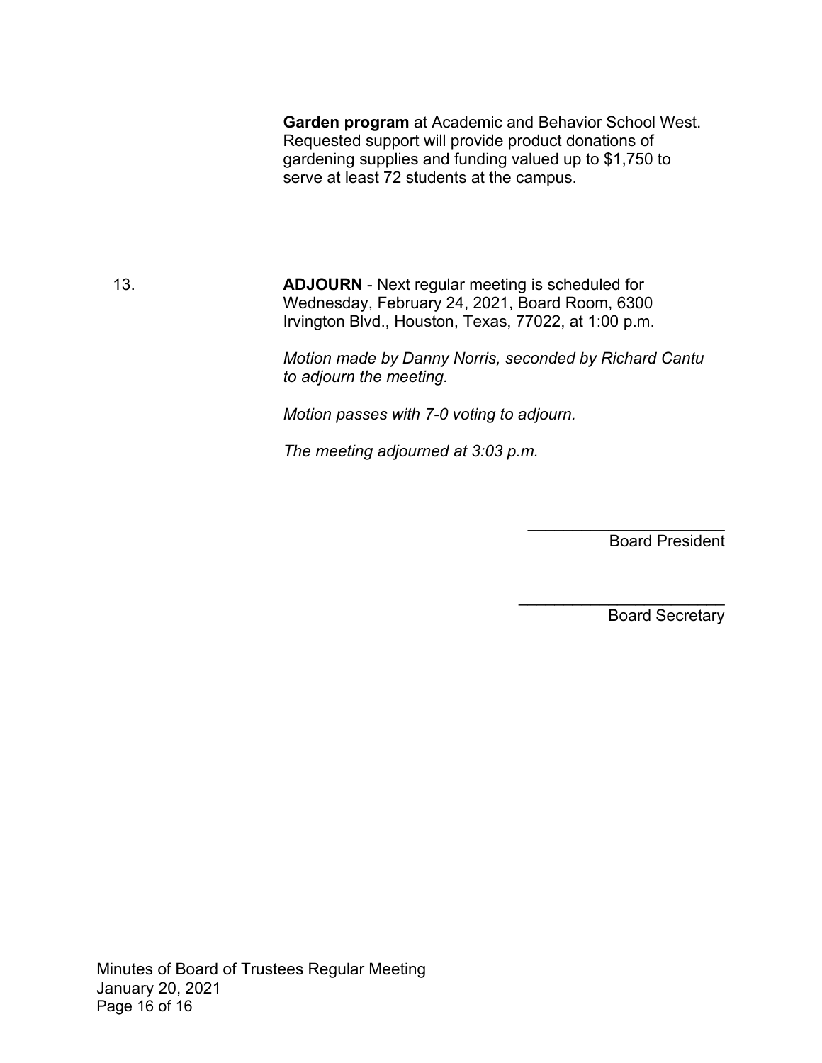**Garden program** at Academic and Behavior School West. Requested support will provide product donations of gardening supplies and funding valued up to $1,750 to serve at least 72 students at the campus.

13. **ADJOURN** - Next regular meeting is scheduled for Wednesday, February 24, 2021, Board Room, 6300 Irvington Blvd., Houston, Texas, 77022, at 1:00 p.m.

*Motion made by Danny Norris, seconded by Richard Cantu to adjourn the meeting.*

*Motion passes with 7-0 voting to adjourn.*

*The meeting adjourned at 3:03 p.m.*

______________________
Board President

______________________
Board Secretary

Minutes of Board of Trustees Regular Meeting
January 20, 2021